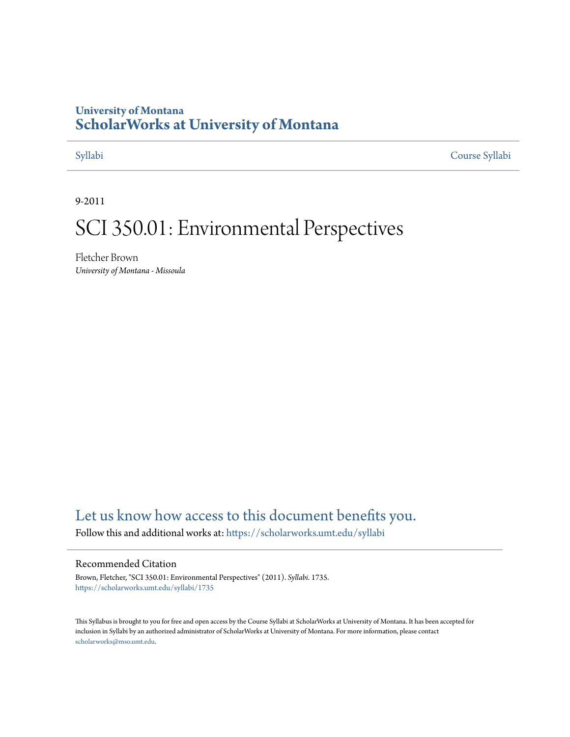University of Montana
# ScholarWorks at University of Montana

Syllabi | Course Syllabi

9-2011

# SCI 350.01: Environmental Perspectives

Fletcher Brown
*University of Montana - Missoula*

## Let us know how access to this document benefits you.

Follow this and additional works at: https://scholarworks.umt.edu/syllabi

### Recommended Citation

Brown, Fletcher, "SCI 350.01: Environmental Perspectives" (2011). *Syllabi*. 1735.
https://scholarworks.umt.edu/syllabi/1735

This Syllabus is brought to you for free and open access by the Course Syllabi at ScholarWorks at University of Montana. It has been accepted for inclusion in Syllabi by an authorized administrator of ScholarWorks at University of Montana. For more information, please contact scholarworks@mso.umt.edu.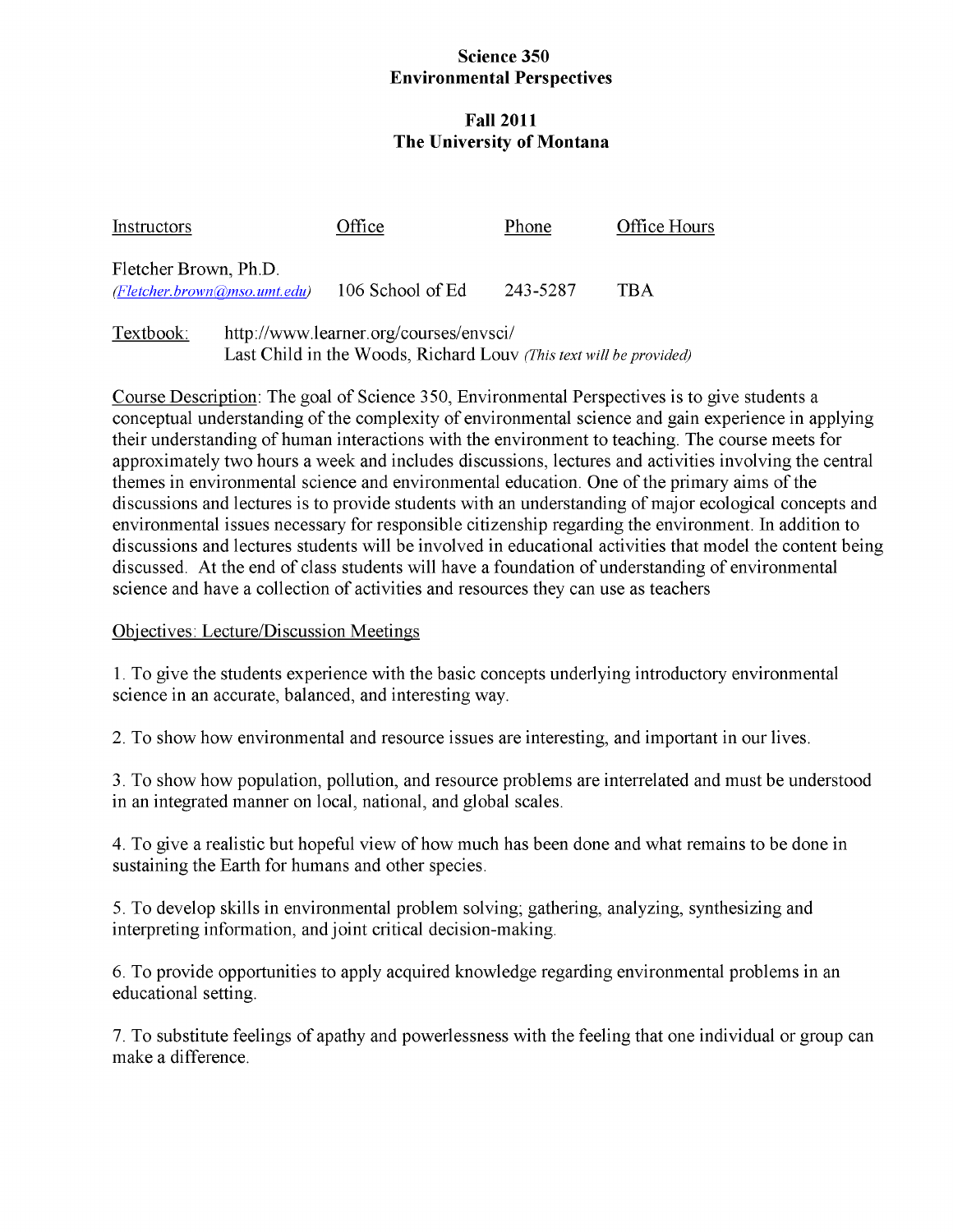# Science 350
# Environmental Perspectives

## Fall 2011
## The University of Montana

| Instructors | Office | Phone | Office Hours |
| --- | --- | --- | --- |
| Fletcher Brown, Ph.D. *(Fletcher.brown@mso.umt.edu)* | 106 School of Ed | 243-5287 | TBA |

Textbook: http://www.learner.org/courses/envsci/
Last Child in the Woods, Richard Louv *(This text will be provided)*

Course Description: The goal of Science 350, Environmental Perspectives is to give students a conceptual understanding of the complexity of environmental science and gain experience in applying their understanding of human interactions with the environment to teaching. The course meets for approximately two hours a week and includes discussions, lectures and activities involving the central themes in environmental science and environmental education. One of the primary aims of the discussions and lectures is to provide students with an understanding of major ecological concepts and environmental issues necessary for responsible citizenship regarding the environment. In addition to discussions and lectures students will be involved in educational activities that model the content being discussed. At the end of class students will have a foundation of understanding of environmental science and have a collection of activities and resources they can use as teachers

Objectives: Lecture/Discussion Meetings

1. To give the students experience with the basic concepts underlying introductory environmental science in an accurate, balanced, and interesting way.

2. To show how environmental and resource issues are interesting, and important in our lives.

3. To show how population, pollution, and resource problems are interrelated and must be understood in an integrated manner on local, national, and global scales.

4. To give a realistic but hopeful view of how much has been done and what remains to be done in sustaining the Earth for humans and other species.

5. To develop skills in environmental problem solving; gathering, analyzing, synthesizing and interpreting information, and joint critical decision-making.

6. To provide opportunities to apply acquired knowledge regarding environmental problems in an educational setting.

7. To substitute feelings of apathy and powerlessness with the feeling that one individual or group can make a difference.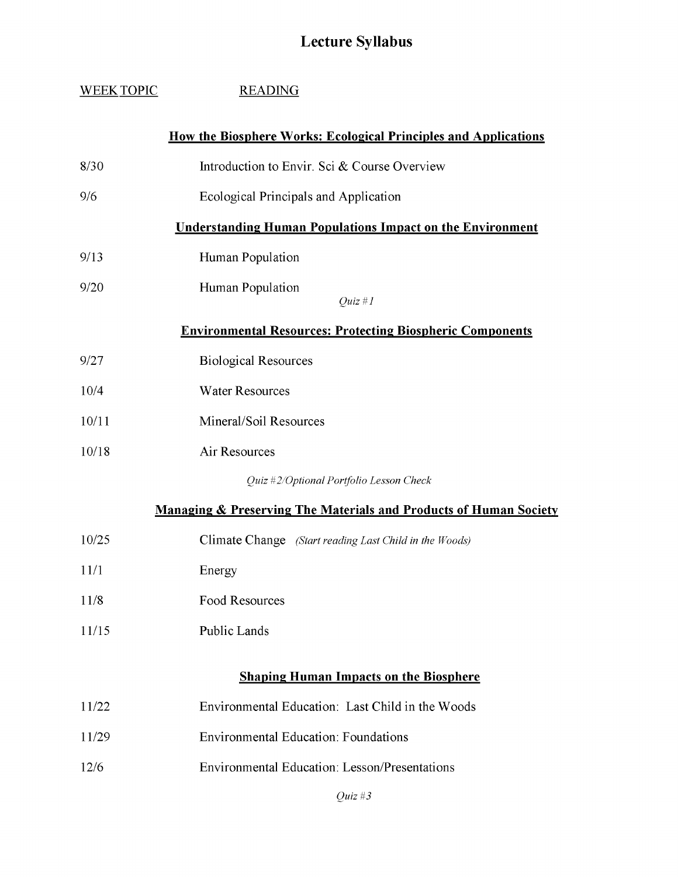# Lecture Syllabus

| WEEK | TOPIC | READING |
|---|---|---|
| | **How the Biosphere Works: Ecological Principles and Applications** | |
| 8/30 | Introduction to Envir. Sci & Course Overview | |
| 9/6 | Ecological Principals and Application | |
| | **Understanding Human Populations Impact on the Environment** | |
| 9/13 | Human Population | |
| 9/20 | Human Population | |
| | *Quiz #1* | |
| | **Environmental Resources: Protecting Biospheric Components** | |
| 9/27 | Biological Resources | |
| 10/4 | Water Resources | |
| 10/11 | Mineral/Soil Resources | |
| 10/18 | Air Resources | |
| | *Quiz #2/Optional Portfolio Lesson Check* | |
| | **Managing & Preserving The Materials and Products of Human Society** | |
| 10/25 | Climate Change *(Start reading Last Child in the Woods)* | |
| 11/1 | Energy | |
| 11/8 | Food Resources | |
| 11/15 | Public Lands | |
| | **Shaping Human Impacts on the Biosphere** | |
| 11/22 | Environmental Education: Last Child in the Woods | |
| 11/29 | Environmental Education: Foundations | |
| 12/6 | Environmental Education: Lesson/Presentations | |
| | *Quiz #3* | |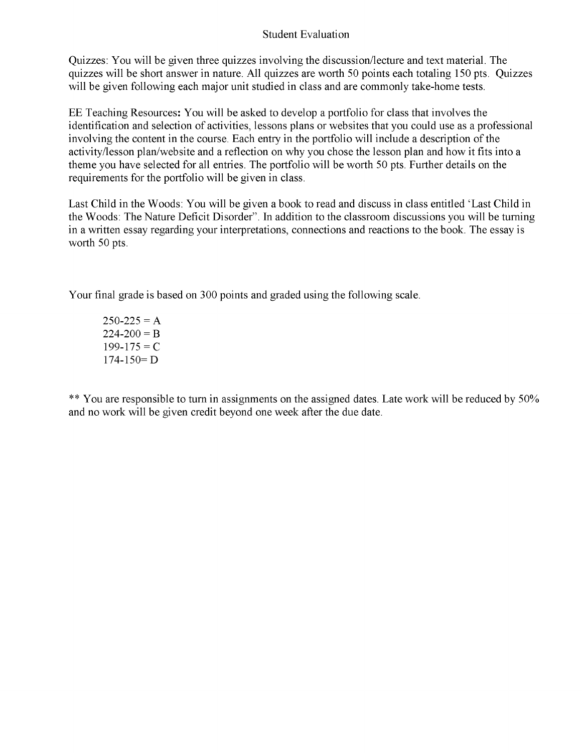# Student Evaluation

Quizzes: You will be given three quizzes involving the discussion/lecture and text material. The quizzes will be short answer in nature. All quizzes are worth 50 points each totaling 150 pts. Quizzes will be given following each major unit studied in class and are commonly take-home tests.

EE Teaching Resources**:** You will be asked to develop a portfolio for class that involves the identification and selection of activities, lessons plans or websites that you could use as a professional involving the content in the course. Each entry in the portfolio will include a description of the activity/lesson plan/website and a reflection on why you chose the lesson plan and how it fits into a theme you have selected for all entries. The portfolio will be worth 50 pts. Further details on the requirements for the portfolio will be given in class.

Last Child in the Woods: You will be given a book to read and discuss in class entitled 'Last Child in the Woods: The Nature Deficit Disorder". In addition to the classroom discussions you will be turning in a written essay regarding your interpretations, connections and reactions to the book. The essay is worth 50 pts.

Your final grade is based on 300 points and graded using the following scale.

250-225 = A
224-200 = B
199-175 = C
174-150= D

** You are responsible to turn in assignments on the assigned dates. Late work will be reduced by 50% and no work will be given credit beyond one week after the due date.